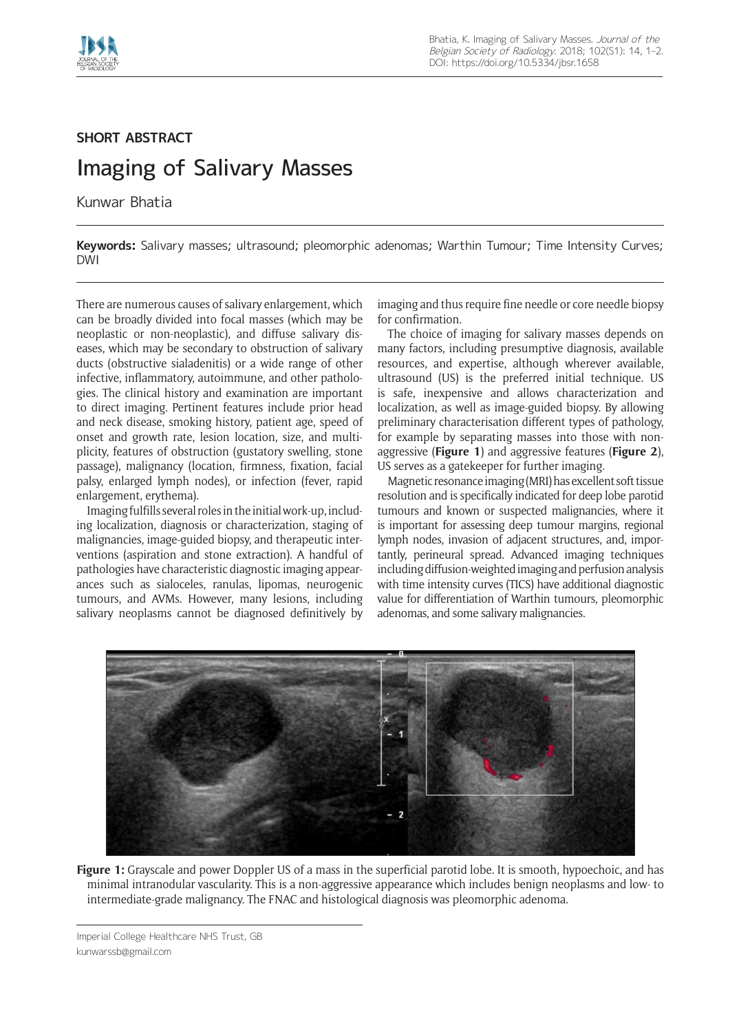SHORT ABSTRACT

# Imaging of Salivary Masses

Kunwar Bhatia

**Keywords:** Salivary masses; ultrasound; pleomorphic adenomas; Warthin Tumour; Time Intensity Curves; DWI

There are numerous causes of salivary enlargement, which can be broadly divided into focal masses (which may be neoplastic or non-neoplastic), and diffuse salivary diseases, which may be secondary to obstruction of salivary ducts (obstructive sialadenitis) or a wide range of other infective, inflammatory, autoimmune, and other pathologies. The clinical history and examination are important to direct imaging. Pertinent features include prior head and neck disease, smoking history, patient age, speed of onset and growth rate, lesion location, size, and multiplicity, features of obstruction (gustatory swelling, stone passage), malignancy (location, firmness, fixation, facial palsy, enlarged lymph nodes), or infection (fever, rapid enlargement, erythema).

Imaging fulfills several roles in the initial work-up, including localization, diagnosis or characterization, staging of malignancies, image-guided biopsy, and therapeutic interventions (aspiration and stone extraction). A handful of pathologies have characteristic diagnostic imaging appearances such as sialoceles, ranulas, lipomas, neurogenic tumours, and AVMs. However, many lesions, including salivary neoplasms cannot be diagnosed definitively by imaging and thus require fine needle or core needle biopsy for confirmation.

The choice of imaging for salivary masses depends on many factors, including presumptive diagnosis, available resources, and expertise, although wherever available, ultrasound (US) is the preferred initial technique. US is safe, inexpensive and allows characterization and localization, as well as image-guided biopsy. By allowing preliminary characterisation different types of pathology, for example by separating masses into those with non-aggressive (**Figure 1**) and aggressive features (**Figure 2**), US serves as a gatekeeper for further imaging.

Magnetic resonance imaging (MRI) has excellent soft tissue resolution and is specifically indicated for deep lobe parotid tumours and known or suspected malignancies, where it is important for assessing deep tumour margins, regional lymph nodes, invasion of adjacent structures, and, importantly, perineural spread. Advanced imaging techniques including diffusion-weighted imaging and perfusion analysis with time intensity curves (TICS) have additional diagnostic value for differentiation of Warthin tumours, pleomorphic adenomas, and some salivary malignancies.

**Figure 1:** Grayscale and power Doppler US of a mass in the superficial parotid lobe. It is smooth, hypoechoic, and has minimal intranodular vascularity. This is a non-aggressive appearance which includes benign neoplasms and low- to intermediate-grade malignancy. The FNAC and histological diagnosis was pleomorphic adenoma.

Imperial College Healthcare NHS Trust, GB
kunwarssb@gmail.com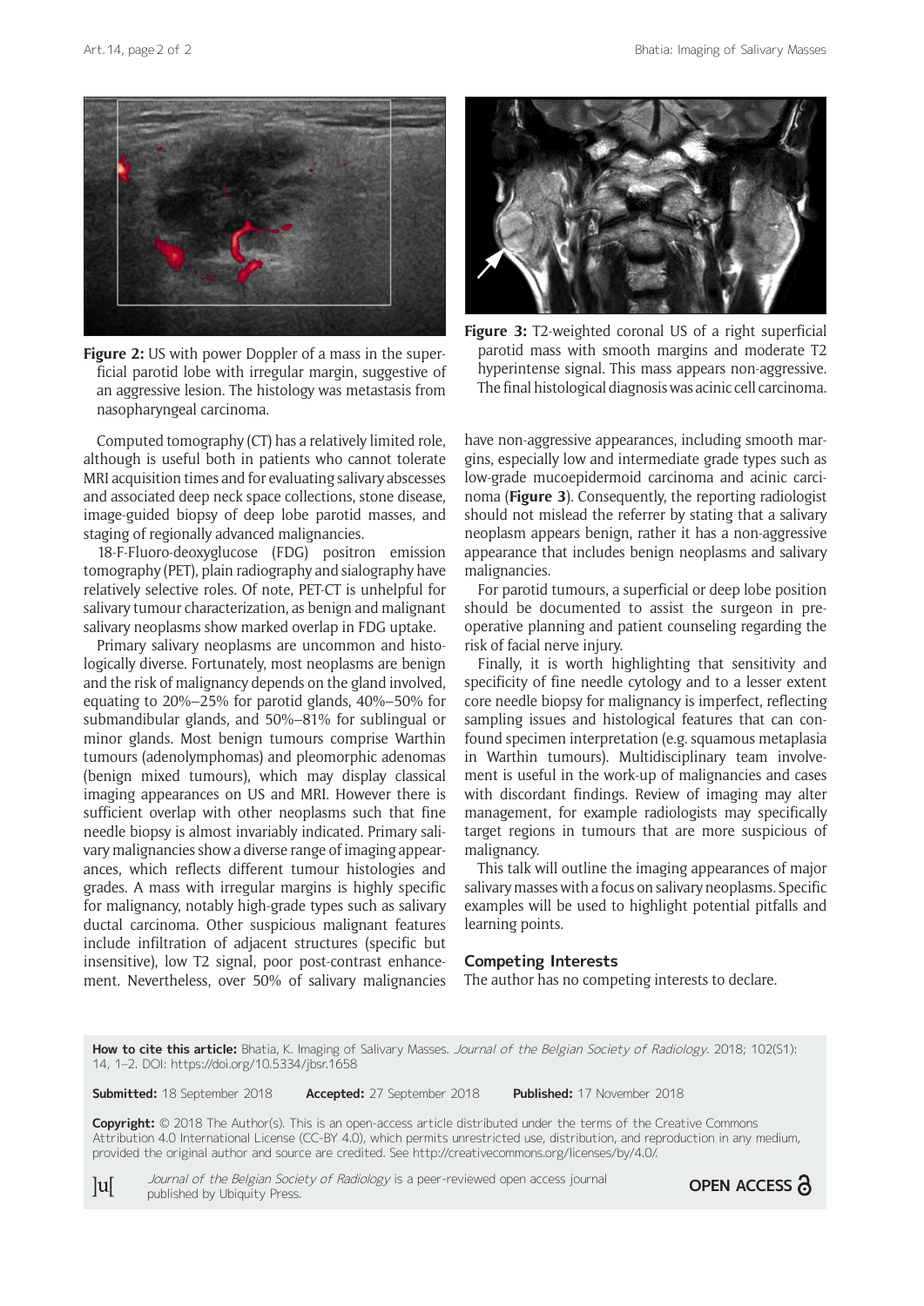**Figure 2:** US with power Doppler of a mass in the superficial parotid lobe with irregular margin, suggestive of an aggressive lesion. The histology was metastasis from nasopharyngeal carcinoma.

**Figure 3:** T2-weighted coronal US of a right superficial parotid mass with smooth margins and moderate T2 hyperintense signal. This mass appears non-aggressive. The final histological diagnosis was acinic cell carcinoma.

Computed tomography (CT) has a relatively limited role, although is useful both in patients who cannot tolerate MRI acquisition times and for evaluating salivary abscesses and associated deep neck space collections, stone disease, image-guided biopsy of deep lobe parotid masses, and staging of regionally advanced malignancies.

18-F-Fluoro-deoxyglucose (FDG) positron emission tomography (PET), plain radiography and sialography have relatively selective roles. Of note, PET-CT is unhelpful for salivary tumour characterization, as benign and malignant salivary neoplasms show marked overlap in FDG uptake.

Primary salivary neoplasms are uncommon and histologically diverse. Fortunately, most neoplasms are benign and the risk of malignancy depends on the gland involved, equating to 20%–25% for parotid glands, 40%–50% for submandibular glands, and 50%–81% for sublingual or minor glands. Most benign tumours comprise Warthin tumours (adenolymphomas) and pleomorphic adenomas (benign mixed tumours), which may display classical imaging appearances on US and MRI. However there is sufficient overlap with other neoplasms such that fine needle biopsy is almost invariably indicated. Primary salivary malignancies show a diverse range of imaging appearances, which reflects different tumour histologies and grades. A mass with irregular margins is highly specific for malignancy, notably high-grade types such as salivary ductal carcinoma. Other suspicious malignant features include infiltration of adjacent structures (specific but insensitive), low T2 signal, poor post-contrast enhancement. Nevertheless, over 50% of salivary malignancies have non-aggressive appearances, including smooth margins, especially low and intermediate grade types such as low-grade mucoepidermoid carcinoma and acinic carcinoma (**Figure 3**). Consequently, the reporting radiologist should not mislead the referrer by stating that a salivary neoplasm appears benign, rather it has a non-aggressive appearance that includes benign neoplasms and salivary malignancies.

For parotid tumours, a superficial or deep lobe position should be documented to assist the surgeon in preoperative planning and patient counseling regarding the risk of facial nerve injury.

Finally, it is worth highlighting that sensitivity and specificity of fine needle cytology and to a lesser extent core needle biopsy for malignancy is imperfect, reflecting sampling issues and histological features that can confound specimen interpretation (e.g. squamous metaplasia in Warthin tumours). Multidisciplinary team involvement is useful in the work-up of malignancies and cases with discordant findings. Review of imaging may alter management, for example radiologists may specifically target regions in tumours that are more suspicious of malignancy.

This talk will outline the imaging appearances of major salivary masses with a focus on salivary neoplasms. Specific examples will be used to highlight potential pitfalls and learning points.

## Competing Interests

The author has no competing interests to declare.

**How to cite this article:** Bhatia, K. Imaging of Salivary Masses. *Journal of the Belgian Society of Radiology*. 2018; 102(S1): 14, 1–2. DOI: https://doi.org/10.5334/jbsr.1658

**Submitted:** 18 September 2018 **Accepted:** 27 September 2018 **Published:** 17 November 2018

**Copyright:** © 2018 The Author(s). This is an open-access article distributed under the terms of the Creative Commons Attribution 4.0 International License (CC-BY 4.0), which permits unrestricted use, distribution, and reproduction in any medium, provided the original author and source are credited. See http://creativecommons.org/licenses/by/4.0/.

*Journal of the Belgian Society of Radiology* is a peer-reviewed open access journal published by Ubiquity Press.

**OPEN ACCESS**